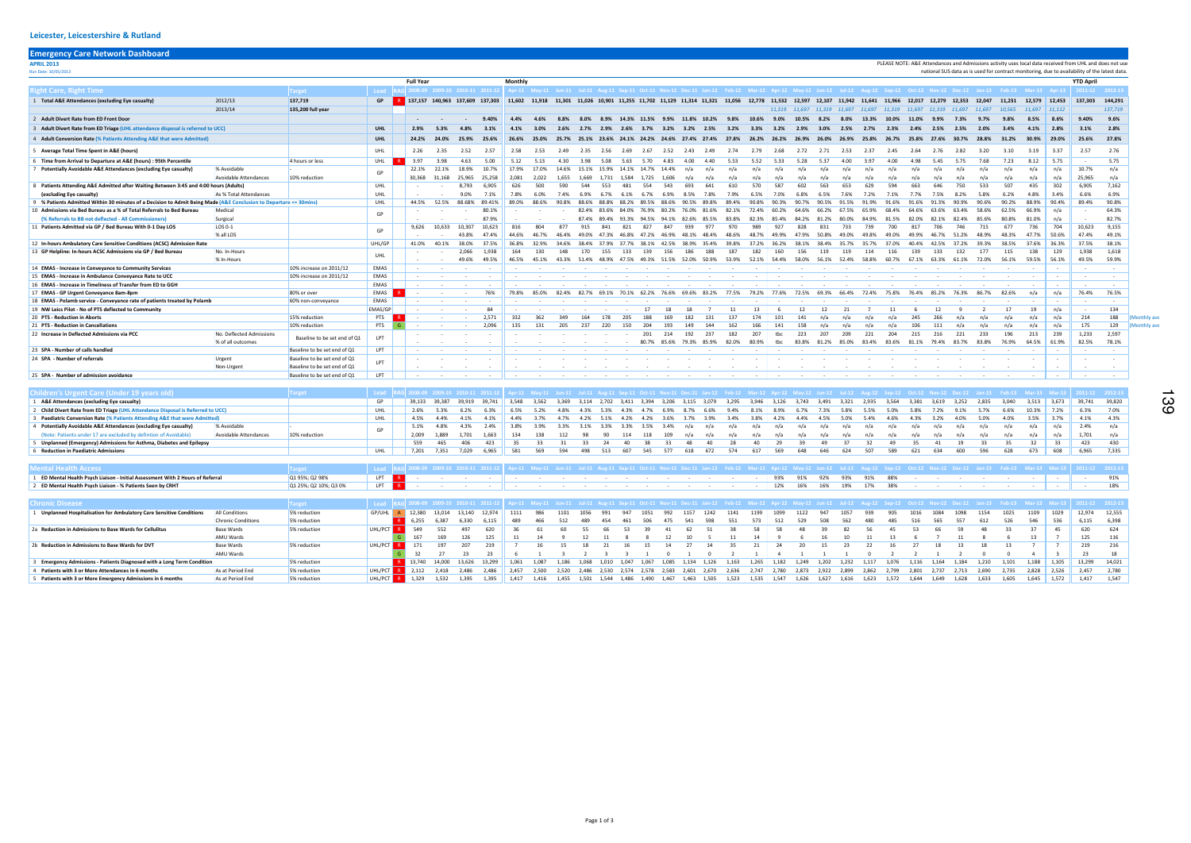# Leicester, Leicestershire & Rutland

## Emergency Care Network Dashboard

**APRIL 2013**

Run Date: 30/05/2013

PLEASE NOTE: A&E Attendances and Admissions activity uses local data received from UHL and does not use national SUS data as is used for contract monitoring, due to availability of the latest data.

| Right Care, Right Time | | Target | Lead | RAG | Full Year 2008-09 | 2009-10 | 2010-11 | 2011-12 | Monthly Apr-11 | May-11 | Jun-11 | Jul-11 | Aug-11 | Sep-11 | Oct-11 | Nov-11 | Dec-11 | Jan-12 | Feb-12 | Mar-12 | Apr-12 | May-12 | Jun-12 | Jul-12 | Aug-12 | Sep-12 | Oct-12 | Nov-12 | Dec-12 | Jan-13 | Feb-13 | Mar-13 | Apr-13 | YTD April 2011-12 | 2012-13 |
|---|---|---|---|---|---|---|---|---|---|---|---|---|---|---|---|---|---|---|---|---|---|---|---|---|---|---|---|---|---|---|---|---|---|---|---|
| 1 Total A&E Attendances (excluding Eye casualty) | 2012/13 | 137,719 | GP | R | 137,157 | 140,963 | 137,609 | 137,303 | 11,602 | 11,918 | 11,301 | 11,026 | 10,901 | 11,255 | 11,702 | 11,129 | 11,314 | 11,321 | 11,056 | 12,778 | 11,532 | 12,597 | 12,107 | 11,942 | 11,641 | 11,966 | 12,017 | 12,279 | 12,353 | 12,047 | 11,231 | 12,579 | 12,453 | 137,303 | 144,291 |
| | 2013/14 | 135,200 full year | | | | | | | | | | | | | | | | | | | *11,319* | *11,697* | *11,319* | *11,697* | *11,697* | *11,319* | *11,697* | *11,319* | *11,697* | *11,697* | *10,565* | *11,697* | *11,112* | | *137,719* |
| 2 Adult Divert Rate from ED Front Door | | | | | - | - | - | 9.40% | 4.4% | 4.6% | 8.8% | 8.0% | 8.9% | 14.3% | 11.5% | 9.9% | 11.8% | 10.2% | 9.8% | 10.6% | 9.0% | 10.5% | 8.2% | 8.0% | 13.3% | 10.0% | 11.0% | 9.9% | 7.3% | 9.7% | 9.8% | 8.5% | 8.6% | 9.40% | 9.6% |
| 3 Adult Divert Rate from ED Triage (UHL attendance disposal is referred to UCC) | | | UHL | | 2.9% | 5.3% | 4.8% | 3.1% | 4.1% | 3.0% | 2.6% | 2.7% | 2.9% | 2.6% | 3.7% | 3.2% | 3.2% | 2.5% | 3.2% | 3.3% | 3.2% | 2.9% | 3.0% | 2.5% | 2.7% | 2.3% | 2.4% | 2.5% | 2.5% | 2.0% | 3.4% | 4.1% | 2.8% | 3.1% | 2.8% |
| 4 Adult Conversion Rate (% Patients Attending A&E that were Admitted) | | | UHL | | 24.2% | 24.0% | 25.9% | 25.6% | 26.6% | 25.0% | 25.7% | 25.1% | 23.6% | 24.1% | 24.2% | 24.6% | 27.4% | 27.4% | 27.8% | 26.2% | 26.2% | 26.9% | 26.0% | 26.9% | 25.8% | 26.7% | 25.8% | 27.6% | 30.7% | 28.8% | 31.2% | 30.9% | 29.0% | 25.6% | 27.8% |
| 5 Average Total Time Spent in A&E (hours) | | | UHL | | 2.26 | 2.35 | 2.52 | 2.57 | 2.58 | 2.53 | 2.49 | 2.35 | 2.56 | 2.69 | 2.67 | 2.52 | 2.43 | 2.49 | 2.74 | 2.79 | 2.68 | 2.72 | 2.71 | 2.53 | 2.37 | 2.45 | 2.64 | 2.76 | 2.82 | 3.20 | 3.10 | 3.19 | 3.37 | 2.57 | 2.76 |
| 6 Time from Arrival to Departure at A&E (hours) : 95th Percentile | | 4 hours or less | UHL | | 3.97 | 3.98 | 4.63 | 5.00 | 5.12 | 5.13 | 4.30 | 3.98 | 5.08 | 5.63 | 5.70 | 4.83 | 4.00 | 4.40 | 5.53 | 5.52 | 5.33 | 5.28 | 5.37 | 4.00 | 3.97 | 4.00 | 4.98 | 5.45 | 5.75 | 7.68 | 7.23 | 8.12 | 5.75 | - | 5.75 |
| 7 Potentially Avoidable A&E Attendances (excluding Eye casualty) | % Avoidable | - | GP | | 22.1% | 22.1% | 18.9% | 10.7% | 17.9% | 17.0% | 14.6% | 15.1% | 15.9% | 14.1% | 14.7% | 14.4% | n/a | n/a | n/a | n/a | n/a | n/a | n/a | n/a | n/a | n/a | n/a | n/a | n/a | n/a | n/a | n/a | n/a | 10.7% | n/a |
| | Avoidable Attendances | 10% reduction | | | 30,368 | 31,168 | 25,965 | 25,258 | 2,081 | 2,022 | 1,655 | 1,669 | 1,731 | 1,584 | 1,725 | 1,606 | n/a | n/a | n/a | n/a | n/a | n/a | n/a | n/a | n/a | n/a | n/a | n/a | n/a | n/a | n/a | n/a | n/a | 25,965 | n/a |
| 8 Patients Attending A&E Admitted after Waiting Between 3:45 and 4:00 hours (Adults) | | | UHL | | - | - | 8,793 | 6,905 | 626 | 500 | 590 | 544 | 553 | 481 | 554 | 543 | 693 | 641 | 610 | 570 | 587 | 602 | 563 | 653 | 629 | 594 | 663 | 646 | 750 | 533 | 507 | 435 | 302 | 6,905 | 7,162 |
| (excluding Eye casualty) | As % Total Attendances | | UHL | | - | - | 9.0% | 7.1% | 7.8% | 6.0% | 7.4% | 6.9% | 6.7% | 6.1% | 6.7% | 6.9% | 8.5% | 7.8% | 7.9% | 6.5% | 7.0% | 6.8% | 6.5% | 7.6% | 7.2% | 7.1% | 7.7% | 7.5% | 8.2% | 5.8% | 6.2% | 4.8% | 3.4% | 6.6% | 6.9% |
| 9 % Patients Admitted Within 30 minutes of a Decision to Admit Being Made (A&E Conclusion to Departure <= 30mins) | | | UHL | | 44.5% | 52.5% | 88.68% | 89.41% | 89.0% | 88.6% | 90.8% | 88.6% | 88.8% | 88.2% | 89.5% | 88.6% | 90.5% | 89.8% | 89.4% | 90.8% | 90.3% | 90.7% | 90.5% | 91.5% | 91.9% | 91.6% | 91.6% | 91.3% | 90.9% | 90.6% | 90.2% | 88.9% | 90.4% | 89.4% | 90.8% |
| 10 Admissions via Bed Bureau as a % of Total Referrals to Bed Bureau | Medical | | GP | | - | - | - | 80.1% | - | - | - | 82.4% | 83.6% | 84.0% | 76.9% | 80.2% | 76.0% | 81.6% | 82.1% | 72.4% | 60.2% | 64.6% | 66.2% | 67.5% | 65.9% | 68.4% | 64.6% | 63.6% | 63.4% | 58.6% | 62.5% | 66.9% | n/a | - | 64.3% |
| (% Referrals to BB not deflected - All Commissioners) | Surgical | | | | - | - | - | 87.9% | - | - | - | 87.4% | 89.4% | 93.3% | 94.5% | 94.1% | 82.6% | 85.5% | 83.8% | 82.3% | 85.4% | 84.2% | 81.2% | 80.0% | 84.9% | 81.5% | 82.0% | 82.1% | 82.4% | 85.6% | 80.8% | 81.0% | n/a | - | 82.7% |
| 11 Patients Admitted via GP / Bed Bureau With 0-1 Day LOS | LOS 0-1 | | GP | | 9,626 | 10,633 | 10,307 | 10,623 | 816 | 804 | 877 | 915 | 841 | 821 | 827 | 847 | 939 | 977 | 970 | 989 | 927 | 828 | 831 | 733 | 739 | 700 | 817 | 706 | 746 | 715 | 677 | 736 | 704 | 10,623 | 9,155 |
| | % all LOS | | | | - | - | 43.8% | 47.4% | 44.6% | 46.7% | 46.4% | 49.0% | 47.3% | 46.8% | 47.2% | 46.9% | 48.1% | 48.4% | 48.6% | 48.7% | 49.9% | 47.9% | 50.8% | 49.0% | 49.8% | 49.0% | 49.9% | 46.7% | 51.2% | 48.9% | 48.3% | 47.7% | 50.6% | 47.4% | 49.1% |
| 12 In-hours Ambulatory Care Sensitive Conditions (ACSC) Admission Rate | | | UHL/GP | | 41.0% | 40.1% | 38.0% | 37.5% | 36.8% | 32.9% | 34.6% | 38.4% | 37.9% | 37.7% | 38.1% | 42.5% | 38.9% | 35.4% | 39.8% | 37.2% | 36.2% | 38.1% | 38.4% | 35.7% | 35.7% | 37.0% | 40.4% | 42.5% | 37.2% | 39.3% | 38.5% | 37.6% | 36.3% | 37.5% | 38.1% |
| 13 GP Helpline: In-hours ACSC Admissions via GP / Bed Bureau | No. In-Hours | | UHL | | - | - | 2,066 | 1,938 | 164 | 130 | 148 | 170 | 155 | 133 | 139 | 156 | 186 | 188 | 187 | 182 | 160 | 156 | 119 | 119 | 114 | 116 | 139 | 133 | 132 | 177 | 115 | 138 | 129 | 1,938 | 1,618 |
| | % In-Hours | | | | - | - | 49.6% | 49.5% | 46.5% | 45.1% | 43.3% | 51.4% | 48.9% | 47.5% | 49.3% | 51.5% | 52.0% | 50.9% | 53.9% | 52.1% | 54.4% | 58.0% | 56.1% | 52.4% | 58.8% | 60.7% | 67.1% | 63.3% | 61.1% | 72.0% | 56.1% | 59.5% | 56.1% | 49.5% | 59.9% |
| 14 EMAS - Increase in Conveyance to Community Services | | 10% increase on 2011/12 | EMAS | | - | - | - | - | - | - | - | - | - | - | - | - | - | - | - | - | - | - | - | - | - | - | - | - | - | - | - | - | - | - | - |
| 15 EMAS - Increase in Ambulance Conveyance Rate to UCC | | 10% increase on 2011/12 | EMAS | | - | - | - | - | - | - | - | - | - | - | - | - | - | - | - | - | - | - | - | - | - | - | - | - | - | - | - | - | - | - | - |
| 16 EMAS - Increase in Timeliness of Transfer from ED to GGH | | | EMAS | | - | - | - | - | - | - | - | - | - | - | - | - | - | - | - | - | - | - | - | - | - | - | - | - | - | - | - | - | - | - | - |
| 17 EMAS - GP Urgent Conveyance 8am-8pm | | 80% or over | EMAS | R | - | - | - | 76% | 79.8% | 85.0% | 82.4% | 82.7% | 69.1% | 70.1% | 62.2% | 76.6% | 69.6% | 83.2% | 77.5% | 79.2% | 77.6% | 72.5% | 69.3% | 66.4% | 72.4% | 75.8% | 76.4% | 85.2% | 76.3% | 86.7% | 82.6% | n/a | n/a | 76.4% | 76.5% |
| 18 EMAS - Polamb service - Conveyance rate of patients treated by Polamb | | 60% non-conveyance | EMAS | | - | - | - | - | - | - | - | - | - | - | - | - | - | - | - | - | - | - | - | - | - | - | - | - | - | - | - | - | - | - | - |
| 19 NW Leics Pilot - No of PTS deflected to Community | | | EMAS/GP | | - | - | - | 84 | - | - | - | - | - | - | 17 | 18 | 18 | 7 | 11 | 13 | 6 | 12 | 12 | 21 | 7 | 11 | 6 | 12 | 9 | 2 | 17 | 19 | n/a | - | 134 |
| 20 PTS - Reduction in Aborts | | 15% reduction | PTS | R | - | - | - | 2,571 | 332 | 362 | 349 | 164 | 178 | 205 | 188 | 169 | 182 | 131 | 137 | 174 | 101 | 141 | n/a | n/a | n/a | n/a | 245 | 266 | n/a | n/a | n/a | n/a | n/a | 214 | 188 (Monthly ave) |
| 21 PTS - Reduction in Cancellations | | 10% reduction | PTS | G | - | - | - | 2,096 | 135 | 131 | 205 | 237 | 220 | 150 | 204 | 193 | 149 | 144 | 162 | 166 | 141 | 158 | n/a | n/a | n/a | n/a | 106 | 111 | n/a | n/a | n/a | n/a | n/a | 175 | 129 (Monthly ave) |
| 22 Increase in Deflected Admissions via PCC | No. Deflected Admissions | Baseline to be set end of Q1 | LPT | | - | - | - | - | - | - | - | - | - | - | 201 | 214 | 192 | 237 | 182 | 207 | tbc | 223 | 207 | 209 | 221 | 204 | 215 | 216 | 221 | 233 | 196 | 213 | 239 | 1,233 | 2,597 |
| | % of all outcomes | | | | - | - | - | - | - | - | - | - | - | - | 80.7% | 85.6% | 79.3% | 85.9% | 82.0% | 80.9% | tbc | 83.8% | 81.2% | 85.0% | 83.4% | 83.6% | 81.1% | 79.4% | 83.7% | 83.8% | 76.9% | 64.5% | 61.9% | 82.5% | 78.1% |
| 23 SPA - Number of calls handled | | Baseline to be set end of Q1 | LPT | | - | - | - | - | - | - | - | - | - | - | - | - | - | - | - | - | - | - | - | - | - | - | - | - | - | - | - | - | - | - | - |
| 24 SPA - Number of referrals | Urgent | Baseline to be set end of Q1 | LPT | | - | - | - | - | - | - | - | - | - | - | - | - | - | - | - | - | - | - | - | - | - | - | - | - | - | - | - | - | - | - | - |
| | Non-Urgent | Baseline to be set end of Q1 | | | - | - | - | - | - | - | - | - | - | - | - | - | - | - | - | - | - | - | - | - | - | - | - | - | - | - | - | - | - | - | - |
| 25 SPA - Number of admission avoidance | | Baseline to be set end of Q1 | LPT | | - | - | - | - | - | - | - | - | - | - | - | - | - | - | - | - | - | - | - | - | - | - | - | - | - | - | - | - | - | - | - |

| Children's Urgent Care (Under 19 years old) | | Target | Lead | RAG | 2008-09 | 2009-10 | 2010-11 | 2011-12 | Apr-11 | May-11 | Jun-11 | Jul-11 | Aug-11 | Sep-11 | Oct-11 | Nov-11 | Dec-11 | Jan-12 | Feb-12 | Mar-12 | Apr-12 | May-12 | Jun-12 | Jul-12 | Aug-12 | Sep-12 | Oct-12 | Nov-12 | Dec-12 | Jan-13 | Feb-13 | Mar-13 | Apr-13 | 2011-12 | 2012-13 |
|---|---|---|---|---|---|---|---|---|---|---|---|---|---|---|---|---|---|---|---|---|---|---|---|---|---|---|---|---|---|---|---|---|---|---|---|
| 1 A&E Attendances (excluding Eye casualty) | | | GP | | 39,133 | 39,387 | 39,919 | 39,741 | 3,548 | 3,562 | 3,369 | 3,114 | 2,702 | 3,411 | 3,394 | 3,206 | 3,115 | 3,079 | 3,295 | 3,946 | 3,126 | 3,743 | 3,491 | 3,321 | 2,935 | 3,564 | 3,381 | 3,619 | 3,252 | 2,835 | 3,040 | 3,513 | 3,673 | 39,741 | 39,820 |
| 2 Child Divert Rate from ED Triage (UHL Attendance Disposal is Referred to UCC) | | | UHL | | 2.6% | 5.3% | 6.2% | 6.3% | 6.5% | 5.2% | 4.8% | 4.3% | 5.3% | 4.3% | 4.7% | 6.9% | 8.7% | 6.6% | 9.4% | 8.1% | 8.9% | 6.7% | 7.3% | 5.8% | 5.5% | 5.0% | 5.8% | 7.2% | 9.1% | 5.7% | 6.6% | 10.3% | 7.2% | 6.3% | 7.0% |
| 3 Paediatric Conversion Rate (% Patients Attending A&E that were Admitted) | | | UHL | | 4.5% | 4.4% | 4.1% | 4.1% | 4.4% | 3.7% | 4.7% | 4.2% | 5.1% | 4.2% | 4.2% | 3.6% | 3.7% | 3.9% | 3.4% | 3.8% | 4.2% | 4.4% | 4.5% | 5.0% | 5.4% | 4.6% | 4.3% | 3.2% | 4.0% | 5.0% | 4.0% | 3.5% | 3.7% | 4.1% | 4.3% |
| 4 Potentially Avoidable A&E Attendances (excluding Eye casualty) | % Avoidable | - | GP | | 5.1% | 4.8% | 4.3% | 2.4% | 3.8% | 3.9% | 3.3% | 3.1% | 3.3% | 3.3% | 3.5% | 3.4% | n/a | n/a | n/a | n/a | n/a | n/a | n/a | n/a | n/a | n/a | n/a | n/a | n/a | n/a | n/a | n/a | n/a | 2.4% | n/a |
| (Note: Patients under 17 are excluded by defintion of Avoidable) | Avoidable Attendances | 10% reduction | | | 2,009 | 1,889 | 1,701 | 1,663 | 134 | 138 | 112 | 98 | 90 | 114 | 118 | 109 | n/a | n/a | n/a | n/a | n/a | n/a | n/a | n/a | n/a | n/a | n/a | n/a | n/a | n/a | n/a | n/a | n/a | 1,701 | n/a |
| 5 Unplanned (Emergency) Admissions for Asthma, Diabetes and Epilepsy | | | | | 559 | 465 | 406 | 423 | 35 | 33 | 31 | 33 | 24 | 40 | 38 | 33 | 48 | 40 | 28 | 40 | 29 | 39 | 49 | 37 | 32 | 49 | 35 | 41 | 19 | 33 | 35 | 32 | 33 | 423 | 430 |
| 6 Reduction in Paediatric Admissions | | | UHL | | 7,201 | 7,351 | 7,029 | 6,965 | 581 | 569 | 594 | 498 | 513 | 607 | 545 | 577 | 618 | 672 | 574 | 617 | 569 | 648 | 646 | 624 | 507 | 589 | 621 | 634 | 600 | 596 | 628 | 673 | 608 | 6,965 | 7,335 |

| Mental Health Access | | Target | Lead | RAG | 2008-09 | 2009-10 | 2010-11 | 2011-12 | Apr-11 | May-11 | Jun-11 | Jul-11 | Aug-11 | Sep-11 | Oct-11 | Nov-11 | Dec-11 | Jan-12 | Feb-12 | Mar-12 | Apr-12 | May-12 | Jun-12 | Jul-12 | Aug-12 | Sep-12 | Oct-12 | Nov-12 | Dec-12 | Jan-13 | Feb-13 | Mar-13 | Apr-13 | 2011-12 | 2012-13 |
|---|---|---|---|---|---|---|---|---|---|---|---|---|---|---|---|---|---|---|---|---|---|---|---|---|---|---|---|---|---|---|---|---|---|---|---|
| 1 ED Mental Health Psych Liaison - Initial Assessment With 2 Hours of Referral | | Q1 95%; Q2 98% | LPT | R | - | - | - | - | - | - | - | - | - | - | - | - | - | - | - | - | 93% | 91% | 92% | 93% | 91% | 88% | - | - | - | - | - | - | - | - | 91% |
| 2 ED Mental Health Psych Liaison - % Patients Seen by CRHT | | Q1 25%; Q2 10%; Q3 0% | LPT | R | - | - | - | - | - | - | - | - | - | - | - | - | - | - | - | - | 12% | 16% | 16% | 19% | 17% | 38% | - | - | - | - | - | - | - | - | 18% |

| Chronic Disease | | Target | Lead | RAG | 2008-09 | 2009-10 | 2010-11 | 2011-12 | Apr-11 | May-11 | Jun-11 | Jul-11 | Aug-11 | Sep-11 | Oct-11 | Nov-11 | Dec-11 | Jan-12 | Feb-12 | Mar-12 | Apr-12 | May-12 | Jun-12 | Jul-12 | Aug-12 | Sep-12 | Oct-12 | Nov-12 | Dec-12 | Jan-13 | Feb-13 | Mar-13 | Apr-13 | 2011-12 | 2012-13 |
|---|---|---|---|---|---|---|---|---|---|---|---|---|---|---|---|---|---|---|---|---|---|---|---|---|---|---|---|---|---|---|---|---|---|---|---|
| 1 Unplanned Hospitalisation for Ambulatory Care Sensitive Conditions | All Conditions | 5% reduction | GP/UHL | A | 12,380 | 13,014 | 13,140 | 12,974 | 1111 | 986 | 1101 | 1056 | 991 | 947 | 1051 | 992 | 1157 | 1242 | 1141 | 1199 | 1099 | 1122 | 947 | 1057 | 939 | 905 | 1016 | 1084 | 1098 | 1154 | 1025 | 1109 | 1029 | 12,974 | 12,555 |
| | Chronic Conditions | 5% reduction | | | 6,255 | 6,387 | 6,330 | 6,115 | 489 | 466 | 512 | 489 | 454 | 461 | 506 | 475 | 541 | 598 | 551 | 573 | 512 | 529 | 508 | 562 | 480 | 485 | 516 | 565 | 557 | 612 | 526 | 546 | 536 | 6,115 | 6,398 |
| 2a Reduction in Admissions to Base Wards for Cellulitis | Base Wards | 5% reduction | UHL/PCT | R | 549 | 552 | 497 | 620 | 36 | 61 | 60 | 55 | 66 | 53 | 39 | 41 | 62 | 51 | 38 | 58 | 58 | 48 | 39 | 82 | 56 | 45 | 53 | 66 | 59 | 48 | 33 | 37 | 45 | 620 | 624 |
| | AMU Wards | | | G | 167 | 169 | 126 | 125 | 11 | 14 | 9 | 12 | 11 | 8 | 8 | 12 | 10 | 5 | 11 | 14 | 9 | 6 | 16 | 10 | 11 | 13 | 6 | 7 | 11 | 8 | 6 | 13 | 7 | 125 | 116 |
| 2b Reduction in Admissions to Base Wards for DVT | Base Wards | 5% reduction | UHL/PCT | R | 171 | 197 | 207 | 219 | 7 | 16 | 15 | 18 | 21 | 16 | 15 | 14 | 27 | 14 | 35 | 21 | 24 | 20 | 15 | 23 | 22 | 16 | 27 | 18 | 13 | 18 | 13 | 7 | 7 | 219 | 216 |
| | AMU Wards | | | G | 32 | 27 | 23 | 23 | 1 | 6 | 1 | 3 | 2 | 3 | 3 | 1 | 0 | 1 | 0 | 2 | 1 | 4 | 1 | 1 | 1 | 0 | 2 | 2 | 1 | 2 | 0 | 4 | 3 | 23 | 18 |
| 3 Emergency Admissions - Patients Diagnosed with a Long Term Condition | | 5% reduction | | R | 13,740 | 14,000 | 13,626 | 13,299 | 1,061 | 1,087 | 1,186 | 1,068 | 1,010 | 1,047 | 1,067 | 1,085 | 1,134 | 1,126 | 1,163 | 1,265 | 1,182 | 1,249 | 1,202 | 1,232 | 1,117 | 1,076 | 1,116 | 1,164 | 1,184 | 1,210 | 1,101 | 1,188 | 1,105 | 13,299 | 14,021 |
| 4 Patients with 3 or More Attendances in 6 months | As at Period End | 5% reduction | UHL/PCT | R | 2,112 | 2,418 | 2,486 | 2,486 | 2,457 | 2,500 | 2,520 | 2,486 | 2,530 | 2,574 | 2,578 | 2,583 | 2,601 | 2,670 | 2,636 | 2,747 | 2,780 | 2,873 | 2,922 | 2,899 | 2,862 | 2,799 | 2,801 | 2,737 | 2,713 | 2,690 | 2,735 | 2,828 | 2,526 | 2,457 | 2,780 |
| 5 Patients with 3 or More Emergency Admissions in 6 months | As at Period End | 5% reduction | UHL/PCT | R | 1,329 | 1,532 | 1,395 | 1,395 | 1,417 | 1,416 | 1,455 | 1,501 | 1,544 | 1,486 | 1,490 | 1,467 | 1,463 | 1,505 | 1,523 | 1,535 | 1,547 | 1,626 | 1,627 | 1,616 | 1,623 | 1,572 | 1,644 | 1,649 | 1,628 | 1,633 | 1,605 | 1,645 | 1,572 | 1,417 | 1,547 |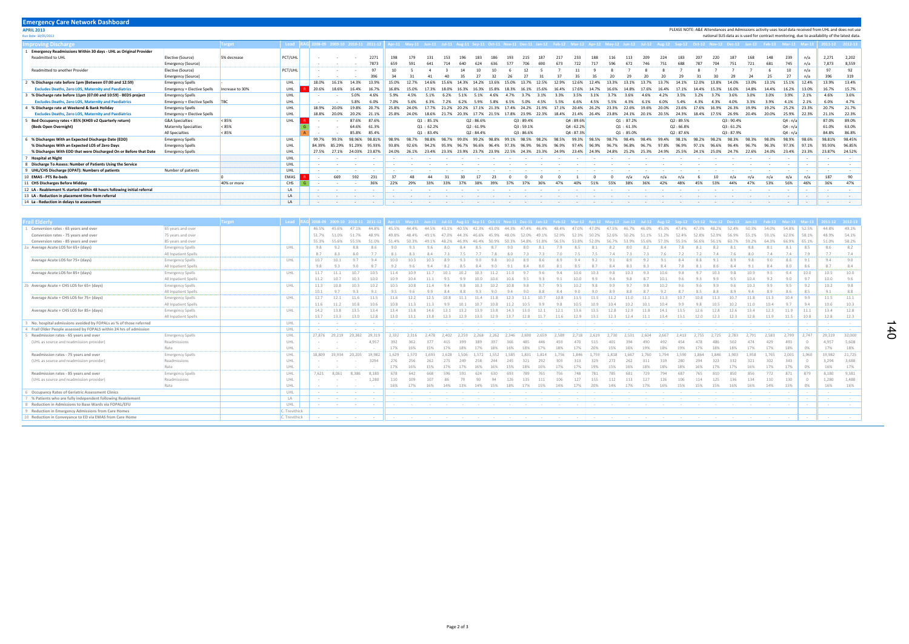# Emergency Care Network Dashboard

**APRIL 2013**

Run Date: 10/05/2013

PLEASE NOTE: A&E Attendances and Admissions activity uses local data received from UHL and does not use national SUS data as is used for contract monitoring, due to availability of the latest data.

## Improving Discharge

| Improving Discharge | | Target | Lead | RAG | 2008-09 | 2009-10 | 2010-11 | 2011-12 | Apr-11 | May-11 | Jun-11 | Jul-11 | Aug-11 | Sep-11 | Oct-11 | Nov-11 | Dec-11 | Jan-12 | Feb-12 | Mar-12 | Apr-12 | May-12 | Jun-12 | Jul-12 | Aug-12 | Sep-12 | Oct-12 | Nov-12 | Dec-12 | Jan-13 | Feb-13 | Mar-13 | Mar-13 | 2011-12 | 2012-13 |
|---|---|---|---|---|---|---|---|---|---|---|---|---|---|---|---|---|---|---|---|---|---|---|---|---|---|---|---|---|---|---|---|---|---|---|
| 1 Emergency Readmissions Within 30 days - UHL as Original Provider | | | | | | | | | | | | | | | | | | | | | | | | | | | | | | | | | | |
| Readmitted to UHL | Elective (Source) | 5% decrease | PCT/UHL | | - | - | - | 2271 | 198 | 179 | 131 | 153 | 196 | 183 | 186 | 193 | 215 | 187 | 217 | 233 | 188 | 116 | 113 | 209 | 224 | 183 | 207 | 220 | 187 | 168 | 148 | 239 | n/a | 2,271 | 2,202 |
| | Emergency (Source) | | | | - | - | - | 7873 | 659 | 591 | 641 | 714 | 640 | 624 | 636 | 577 | 706 | 690 | 673 | 722 | 717 | 596 | 672 | 746 | 751 | 688 | 787 | 704 | 751 | 721 | 681 | 745 | n/a | 7,873 | 8,559 |
| Readmitted to another Provider | Elective (Source) | | PCT/UHL | | - | - | - | 97 | 10 | 5 | 4 | 3 | 14 | 10 | 10 | 6 | 12 | 5 | 7 | 11 | 9 | 8 | 7 | 8 | 8 | 7 | 8 | 7 | 7 | 7 | 6 | 10 | n/a | 97 | 92 |
| | Emergency (Source) | | | | - | - | - | 396 | 34 | 31 | 41 | 40 | 35 | 27 | 32 | 26 | 27 | 31 | 37 | 35 | 35 | 20 | 29 | 20 | 20 | 29 | 31 | 30 | 29 | 24 | 25 | 27 | n/a | 396 | 319 |
| 2 % Discharge rate before 1pm (Between 07:00 and 12:59) | Emergency Spells | - | UHL | | 18.0% | 16.1% | 14.3% | 13.9% | 15.0% | 12.7% | 14.6% | 15.6% | 14.3% | 14.2% | 13.6% | 15.0% | 13.7% | 12.5% | 12.9% | 12.6% | 12.4% | 13.3% | 13.1% | 13.7% | 13.7% | 14.1% | 12.0% | 13.8% | 14.0% | 13.0% | 13.1% | 15.1% | 12.4% | 13.9% | 13.4% |
| Excludes Deaths, Zero LOS, Maternity and Paediatrics | Emergency + Elective Spells | Increase to 30% | UHL | R | 20.6% | 18.6% | 16.4% | 16.7% | 16.8% | 15.0% | 17.3% | 18.0% | 16.3% | 16.3% | 15.8% | 18.3% | 16.1% | 15.6% | 16.4% | 17.6% | 14.7% | 16.6% | 14.8% | 17.6% | 16.4% | 17.1% | 14.4% | 15.3% | 16.0% | 14.8% | 14.4% | 16.2% | 13.0% | 16.7% | 15.7% |
| 3 % Discharge rate before 11pm (07:00 and 10:59) - BEDS project | Emergency Spells | - | UHL | | - | - | 5.0% | 4.6% | 5.9% | 4.5% | 5.1% | 6.2% | 5.1% | 5.1% | 4.6% | 4.7% | 3.7% | 3.1% | 3.3% | 3.5% | 3.1% | 3.7% | 3.6% | 4.6% | 4.2% | 3.5% | 3.2% | 3.7% | 3.6% | 3.0% | 3.0% | 3.9% | 2.1% | 4.6% | 3.6% |
| Excludes Deaths, Zero LOS, Maternity and Paediatrics | Emergency + Elective Spells | TBC | UHL | | - | - | 5.8% | 6.0% | 7.0% | 5.6% | 6.3% | 7.2% | 6.2% | 5.9% | 5.8% | 6.5% | 5.0% | 4.5% | 5.5% | 6.6% | 4.5% | 5.5% | 4.3% | 6.1% | 6.0% | 5.4% | 4.3% | 4.3% | 4.0% | 3.3% | 3.9% | 4.1% | 2.1% | 6.0% | 4.7% |
| 4 % Discharge rate at Weekend & Bank Holiday | Emergency Spells | | UHL | | 18.9% | 20.0% | 19.8% | 20.7% | 25.8% | 24.0% | 17.7% | 21.2% | 20.2% | 17.1% | 21.3% | 17.4% | 24.2% | 21.9% | 17.1% | 20.4% | 26.2% | 23.3% | 22.6% | 19.6% | 20.0% | 23.6% | 17.6% | 16.9% | 26.3% | 19.9% | 19.2% | 25.2% | 23.3% | 20.7% | 21.7% |
| Excludes Deaths, Zero LOS, Maternity and Paediatrics | Emergency + Elective Spells | | UHL | | 18.8% | 20.0% | 20.2% | 21.1% | 25.8% | 24.0% | 18.6% | 21.7% | 20.3% | 17.7% | 21.5% | 17.8% | 23.9% | 22.3% | 18.4% | 21.4% | 26.4% | 23.8% | 24.1% | 20.1% | 20.5% | 24.3% | 18.4% | 17.5% | 26.9% | 20.4% | 20.0% | 25.9% | 22.3% | 21.1% | 22.3% |
| 5 Bed Occupancy rates < 85% (KH03 v2 Quarterly return) | G&A Specialties | < 85% | UHL | R | - | - | 87.6% | 87.6% | | Q1 : 85.1% | | | Q2 : 86.6% | | | Q3 : 89.4% | | | Q4 : 89.6% | | | Q1 : 87.2% | | | Q2 : 89.5% | | | Q3 : 90.4% | | | Q4 : n/a | | | 87.0% | 89.0% |
| (Beds Open Overnight) | Maternity Specialties | < 85% | | G | - | - | 64.6% | 61.3% | | Q1 : 62.2% | | | Q2 : 61.9% | | | Q3 : 59.1% | | | Q4 : 62.2% | | | Q1 : 61.3% | | | Q2 : 66.8% | | | Q3 : 61.2% | | | Q4 : n/a | | | 61.0% | 63.0% |
| | All Specialties | < 85% | | A | - | - | 85.8% | 85.4% | | Q1 : 83.4% | | | Q2 : 84.4% | | | Q3 : 86.6% | | | Q4 : 87.3% | | | Q1 : 85.0% | | | Q2 : 87.6% | | | Q3 : 87.9% | | | Q4 : n/a | | | 84.8% | 86.8% |
| 6 % Discharges With an Expected Discharge Date (EDD) | Emergency Spells | | UHL | | 99.7% | 99.3% | 98.96% | 98.81% | 98.9% | 98.7% | 98.8% | 98.7% | 99.0% | 99.2% | 98.8% | 99.1% | 98.5% | 98.2% | 98.5% | 99.3% | 98.5% | 98.7% | 98.4% | 98.4% | 99.4% | 98.1% | 98.2% | 98.2% | 98.3% | 98.3% | 98.0% | 98.9% | 98.6% | 98.81% | 98.45% |
| % Discharges With an Expected LOS of Zero Days | Emergency Spells | | UHL | | 84.39% | 85.29% | 91.29% | 95.93% | 93.8% | 92.6% | 94.2% | 95.9% | 96.7% | 96.6% | 96.4% | 97.3% | 96.9% | 96.3% | 96.9% | 97.4% | 96.9% | 96.7% | 96.8% | 96.7% | 97.8% | 96.9% | 97.1% | 96.6% | 96.4% | 96.7% | 96.3% | 97.3% | 97.1% | 95.93% | 96.85% |
| % Discharges With EDD that were Discharged On or Before that Date | Emergency Spells | | UHL | | 27.5% | 27.1% | 24.03% | 23.87% | 24.0% | 26.1% | 23.4% | 23.3% | 23.9% | 23.7% | 23.9% | 22.5% | 24.3% | 23.3% | 24.9% | 23.4% | 24.9% | 24.8% | 25.2% | 25.3% | 24.9% | 25.5% | 24.1% | 25.0% | 24.7% | 22.6% | 24.0% | 23.4% | 23.3% | 23.87% | 24.52% |
| 7 Hospital at Night | | | UHL | | - | - | - | - | - | - | - | - | - | - | - | - | - | - | - | - | - | - | - | - | - | - | - | - | - | - | - | - | - | - | - |
| 8 Discharge To Assess: Number of Patients Using the Service | | | UHL | | - | - | - | - | - | - | - | - | - | - | - | - | - | - | - | - | - | - | - | - | - | - | - | - | - | - | - | - | - | - | - |
| 9 UHL/CHS Discharge (OPAT): Numbers of patients | Number of patients | | UHL | | - | - | - | - | - | - | - | - | - | - | - | - | - | - | - | - | - | - | - | - | - | - | - | - | - | - | - | - | - | - | - |
| 10 EMAS - PTS Re-beds | | 0 | EMAS | R | - | 669 | 592 | 231 | 37 | 48 | 44 | 31 | 30 | 17 | 23 | 0 | 0 | 0 | 1 | | 1 | 0 | 0 | n/a | n/a | n/a | 6 | 10 | n/a | n/a | n/a | n/a | n/a | 187 | 90 |
| 11 CHS Discharges Before Midday | | 40% or more | CHS | G | - | - | - | 36% | 22% | 29% | 33% | 33% | 37% | 38% | 39% | 37% | 37% | 36% | 47% | 40% | 51% | 55% | 38% | 36% | 42% | 48% | 45% | 53% | 44% | 47% | 53% | 56% | 46% | 36% | 47% |
| 12 LA - Reablement % started within 48 hours following initial referral | | | LA | | - | - | - | - | - | - | - | - | - | - | - | - | - | - | - | - | - | - | - | - | - | - | - | - | - | - | - | - | - | - | - |
| 13 LA - Reduction in placement time from referral | | | LA | | - | - | - | - | - | - | - | - | - | - | - | - | - | - | - | - | - | - | - | - | - | - | - | - | - | - | - | - | - | - | - |
| 14 La - Reduction in delays to assessment | | | LA | | - | - | - | - | - | - | - | - | - | - | - | - | - | - | - | - | - | - | - | - | - | - | - | - | - | - | - | - | - | - | - |

## Frail Elderly

| Frail Elderly | | Target | Lead | RAG | 2008-09 | 2009-10 | 2010-11 | 2011-12 | Apr-11 | May-11 | Jun-11 | Jul-11 | Aug-11 | Sep-11 | Oct-11 | Nov-11 | Dec-11 | Jan-12 | Feb-12 | Mar-12 | Apr-12 | May-12 | Jun-12 | Jul-12 | Aug-12 | Sep-12 | Oct-12 | Nov-12 | Dec-12 | Jan-13 | Feb-13 | Mar-13 | Mar-13 | 2011-12 | 2012-13 |
|---|---|---|---|---|---|---|---|---|---|---|---|---|---|---|---|---|---|---|---|---|---|---|---|---|---|---|---|---|---|---|---|---|---|---|
| 1 Conversion rates - 65 years and over | 65 years and over | | | | 46.5% | 45.6% | 47.1% | 44.8% | 45.5% | 44.4% | 44.5% | 43.1% | 40.5% | 42.3% | 43.0% | 44.3% | 47.4% | 46.4% | 48.4% | 47.0% | 47.0% | 47.5% | 46.7% | 46.0% | 45.3% | 47.4% | 47.3% | 48.2% | 52.4% | 50.3% | 54.0% | 54.8% | 52.5% | 44.8% | 49.1% |
| Conversion rates - 75 years and over | 75 years and over | | | | 51.7% | 51.0% | 51.7% | 48.9% | 49.8% | 48.4% | 49.1% | 47.0% | 44.3% | 46.6% | 45.9% | 48.0% | 52.0% | 49.1% | 52.9% | 52.3% | 50.2% | 52.6% | 50.2% | 51.1% | 51.2% | 52.4% | 52.8% | 52.9% | 56.9% | 55.1% | 59.1% | 62.0% | 58.1% | 48.9% | 54.1% |
| Conversion rates - 85 years and over | 85 years and over | | | | 55.3% | 55.6% | 55.5% | 51.0% | 51.4% | 50.3% | 49.1% | 48.2% | 46.9% | 46.4% | 50.9% | 50.3% | 54.8% | 51.8% | 56.5% | 53.8% | 52.0% | 56.7% | 53.9% | 55.6% | 57.3% | 55.5% | 56.6% | 56.1% | 60.7% | 59.2% | 64.3% | 66.9% | 65.1% | 51.0% | 58.2% |
| 2a Average Acute LOS for 65+ (days) | Emergency Spells | | UHL | | 9.8 | 9.2 | 8.8 | 8.6 | 9.0 | 9.3 | 9.6 | 8.0 | 8.4 | 8.5 | 8.7 | 9.0 | 8.0 | 8.1 | 7.9 | 8.5 | 8.1 | 8.2 | 8.0 | 8.2 | 8.4 | 7.8 | 8.1 | 8.2 | 8.1 | 8.8 | 8.1 | 8.1 | 8.5 | 8.6 | 8.2 |
| | All Inpatient Spells | | | | 8.7 | 8.3 | 8.0 | 7.7 | 8.1 | 8.3 | 8.4 | 7.3 | 7.5 | 7.7 | 7.8 | 8.0 | 7.3 | 7.3 | 7.0 | 7.5 | 7.5 | 7.4 | 7.3 | 7.3 | 7.6 | 7.2 | 7.2 | 7.4 | 7.6 | 8.0 | 7.4 | 7.4 | 7.9 | 7.7 | 7.4 |
| Average Acute LOS for 75+ (days) | Emergency Spells | | UHL | | 10.7 | 10.1 | 9.7 | 9.4 | 10.0 | 10.3 | 10.3 | 8.9 | 9.3 | 9.0 | 9.8 | 10.0 | 8.9 | 8.6 | 8.9 | 9.4 | 9.2 | 9.1 | 8.9 | 9.2 | 9.1 | 8.4 | 8.8 | 9.1 | 8.9 | 9.8 | 9.0 | 8.6 | 9.1 | 9.4 | 9.0 |
| | All Inpatient Spells | | | | 9.8 | 9.3 | 9.0 | 8.7 | 9.2 | 9.6 | 9.4 | 8.2 | 8.5 | 8.4 | 9.0 | 9.1 | 8.4 | 8.0 | 8.1 | 8.5 | 8.7 | 8.4 | 8.3 | 8.3 | 8.4 | 7.8 | 8.1 | 8.6 | 8.4 | 9.1 | 8.4 | 8.0 | 8.6 | 8.7 | 8.4 |
| Average Acute LOS for 85+ (days) | Emergency Spells | | UHL | | 11.7 | 11.1 | 10.7 | 10.5 | 11.4 | 10.9 | 11.7 | 10.1 | 10.2 | 10.3 | 11.2 | 11.0 | 9.7 | 9.6 | 9.4 | 10.6 | 10.3 | 9.8 | 10.3 | 9.3 | 10.6 | 9.8 | 9.7 | 10.3 | 9.8 | 10.9 | 9.5 | 9.4 | 10.0 | 10.5 | 10.0 |
| | All Inpatient Spells | | | | 11.2 | 10.7 | 10.3 | 10.0 | 10.9 | 10.4 | 11.1 | 9.5 | 9.9 | 10.0 | 10.6 | 10.6 | 9.5 | 9.3 | 9.1 | 10.0 | 9.9 | 9.4 | 9.8 | 8.7 | 10.1 | 9.6 | 9.3 | 9.9 | 9.5 | 10.4 | 9.2 | 9.0 | 9.7 | 10.0 | 9.6 |
| 2b Average Acute + CHS LOS for 65+ (days) | Emergency Spells | | UHL | | 11.3 | 10.8 | 10.3 | 10.2 | 10.5 | 10.8 | 11.4 | 9.4 | 9.8 | 10.3 | 10.2 | 10.8 | 9.8 | 9.7 | 9.5 | 10.2 | 9.8 | 9.9 | 9.7 | 9.8 | 10.2 | 9.6 | 9.6 | 9.9 | 9.6 | 10.3 | 9.9 | 9.5 | 9.2 | 10.2 | 9.8 |
| | All Inpatient Spells | | | | 10.1 | 9.7 | 9.3 | 9.1 | 9.5 | 9.6 | 9.9 | 8.4 | 8.8 | 9.3 | 9.0 | 9.4 | 9.0 | 8.8 | 8.4 | 9.0 | 9.0 | 8.9 | 8.8 | 8.7 | 9.2 | 8.7 | 8.5 | 8.8 | 8.9 | 9.4 | 8.9 | 8.6 | 8.5 | 9.1 | 8.8 |
| Average Acute + CHS LOS for 75+ (days) | Emergency Spells | | UHL | | 12.7 | 12.1 | 11.6 | 11.5 | 11.6 | 12.2 | 12.5 | 10.8 | 11.1 | 11.4 | 11.8 | 12.3 | 11.1 | 10.7 | 10.8 | 11.5 | 11.5 | 11.2 | 11.0 | 11.1 | 11.3 | 10.7 | 10.8 | 11.3 | 10.7 | 11.8 | 11.3 | 10.4 | 9.9 | 11.5 | 11.1 |
| | All Inpatient Spells | | | | 11.6 | 11.2 | 10.8 | 10.6 | 10.8 | 11.3 | 11.3 | 9.9 | 10.1 | 10.7 | 10.8 | 11.2 | 10.5 | 9.9 | 9.8 | 10.5 | 10.9 | 10.4 | 10.2 | 10.1 | 10.4 | 9.9 | 9.8 | 10.5 | 10.2 | 11.0 | 10.4 | 9.7 | 9.4 | 10.6 | 10.3 |
| Average Acute + CHS LOS for 85+ (days) | Emergency Spells | | UHL | | 14.2 | 13.8 | 13.5 | 13.4 | 13.4 | 13.8 | 14.6 | 13.1 | 13.2 | 13.9 | 13.8 | 14.3 | 13.0 | 12.1 | 12.1 | 13.6 | 13.5 | 12.8 | 12.9 | 11.8 | 14.1 | 13.5 | 12.6 | 12.8 | 12.6 | 13.4 | 12.3 | 11.9 | 11.1 | 13.4 | 12.8 |
| | All Inpatient Spells | | | | 13.7 | 13.3 | 13.0 | 12.8 | 13.0 | 13.1 | 13.8 | 12.3 | 12.9 | 13.5 | 12.9 | 13.7 | 12.8 | 11.7 | 11.6 | 12.9 | 13.1 | 12.3 | 12.4 | 11.1 | 13.4 | 13.1 | 12.0 | 12.3 | 12.3 | 12.8 | 11.9 | 11.5 | 10.8 | 12.8 | 12.3 |
| 3 No. hospital admissions avoided by FOPALs as % of those referred | | | UHL | | - | - | - | - | - | - | - | - | - | - | - | - | - | - | - | - | - | - | - | - | - | - | - | - | - | - | - | - | - | - | - |
| 4 Frail Older People assessed by FOPALS within 24 hrs of admission | | | UHL | | - | - | - | - | - | - | - | - | - | - | - | - | - | - | - | - | - | - | - | - | - | - | - | - | - | - | - | - | - | - | - |
| 5 Readmission rate - 65 years and over | Emergency Spells | | UHL | | 27,876 | 29,219 | 29,382 | 29,319 | 2,332 | 2,316 | 2,478 | 2,402 | 2,259 | 2,268 | 2,262 | 2,346 | 2,690 | 2,659 | 2,589 | 2,718 | 2,619 | 2,730 | 2,531 | 2,604 | 2,667 | 2,413 | 2,755 | 2,725 | 2,783 | 2,791 | 2,583 | 2,799 | 2,747 | 29,319 | 32,000 |
| (UHL as source and readmission provider) | Readmissions | | UHL | | - | - | - | 4,957 | 392 | 362 | 377 | 415 | 399 | 389 | 397 | 366 | 485 | 446 | 459 | 470 | 515 | 401 | 394 | 490 | 492 | 454 | 478 | 486 | 502 | 474 | 429 | 493 | 0 | 4,957 | 5,608 |
| | Rate | | UHL | | - | - | - | - | 17% | 16% | 15% | 17% | 18% | 17% | 18% | 16% | 18% | 17% | 18% | 17% | 20% | 15% | 16% | 19% | 18% | 19% | 17% | 18% | 18% | 17% | 17% | 18% | 0% | 17% | 18% |
| Readmission rate - 75 years and over | Emergency Spells | | UHL | | 18,809 | 19,934 | 20,205 | 19,982 | 1,629 | 1,570 | 1,693 | 1,628 | 1,506 | 1,572 | 1,552 | 1,585 | 1,831 | 1,814 | 1,756 | 1,846 | 1,759 | 1,818 | 1,667 | 1,760 | 1,794 | 1,590 | 1,864 | 1,846 | 1,903 | 1,958 | 1,765 | 2,001 | 1,960 | 19,982 | 21,725 |
| (UHL as source and readmission provider) | Readmissions | | UHL | | - | - | - | 3294 | 276 | 256 | 262 | 275 | 249 | 258 | 244 | 245 | 321 | 292 | 303 | 313 | 329 | 272 | 262 | 311 | 319 | 280 | 294 | 323 | 332 | 321 | 302 | 343 | 0 | 3,294 | 3,688 |
| | Rate | | UHL | | - | - | - | - | 17% | 16% | 15% | 17% | 17% | 16% | 16% | 15% | 18% | 16% | 17% | 17% | 19% | 15% | 16% | 18% | 18% | 18% | 16% | 17% | 17% | 16% | 17% | 17% | 0% | 16% | 17% |
| Readmission rate - 85 years and over | Emergency Spells | | UHL | | 7,621 | 8,061 | 8,386 | 8,180 | 678 | 642 | 668 | 596 | 591 | 624 | 630 | 693 | 789 | 765 | 756 | 748 | 781 | 785 | 681 | 729 | 794 | 687 | 765 | 810 | 850 | 856 | 772 | 871 | 879 | 8,180 | 9,381 |
| (UHL as source and readmission provider) | Readmissions | | UHL | | - | - | - | 1,280 | 110 | 109 | 107 | 86 | 79 | 90 | 94 | 126 | 135 | 111 | 106 | 127 | 155 | 112 | 113 | 127 | 126 | 106 | 114 | 125 | 136 | 134 | 110 | 130 | 0 | 1,280 | 1,488 |
| | Rate | | UHL | | - | - | - | - | 16% | 17% | 16% | 14% | 13% | 14% | 15% | 18% | 17% | 15% | 14% | 17% | 20% | 14% | 17% | 17% | 16% | 15% | 15% | 15% | 16% | 16% | 14% | 15% | 0% | 16% | 16% |
| 6 Occupancy Rates of Geriatric Assessment Clinics | | | UHL | | - | - | - | - | - | - | - | - | - | - | - | - | - | - | - | - | - | - | - | - | - | - | - | - | - | - | - | - | - | - | - |
| 7 % Patients who are fully independent following Reablement | | | LA | | - | - | - | - | - | - | - | - | - | - | - | - | - | - | - | - | - | - | - | - | - | - | - | - | - | - | - | - | - | - | - |
| 8 Reduction in Admissions to Base Wards via FOPAL/EFU | | | UHL | | - | - | - | - | - | - | - | - | - | - | - | - | - | - | - | - | - | - | - | - | - | - | - | - | - | - | - | - | - | - | - |
| 9 Reduction in Emergency Admissions from Care Homes | | | C. Trevithick | | - | - | - | - | - | - | - | - | - | - | - | - | - | - | - | - | - | - | - | - | - | - | - | - | - | - | - | - | - | - | - |
| 10 Reduction in Conveyance to ED via EMAS from Care Home | | | C. Trevithick | | - | - | - | - | - | - | - | - | - | - | - | - | - | - | - | - | - | - | - | - | - | - | - | - | - | - | - | - | - | - | - |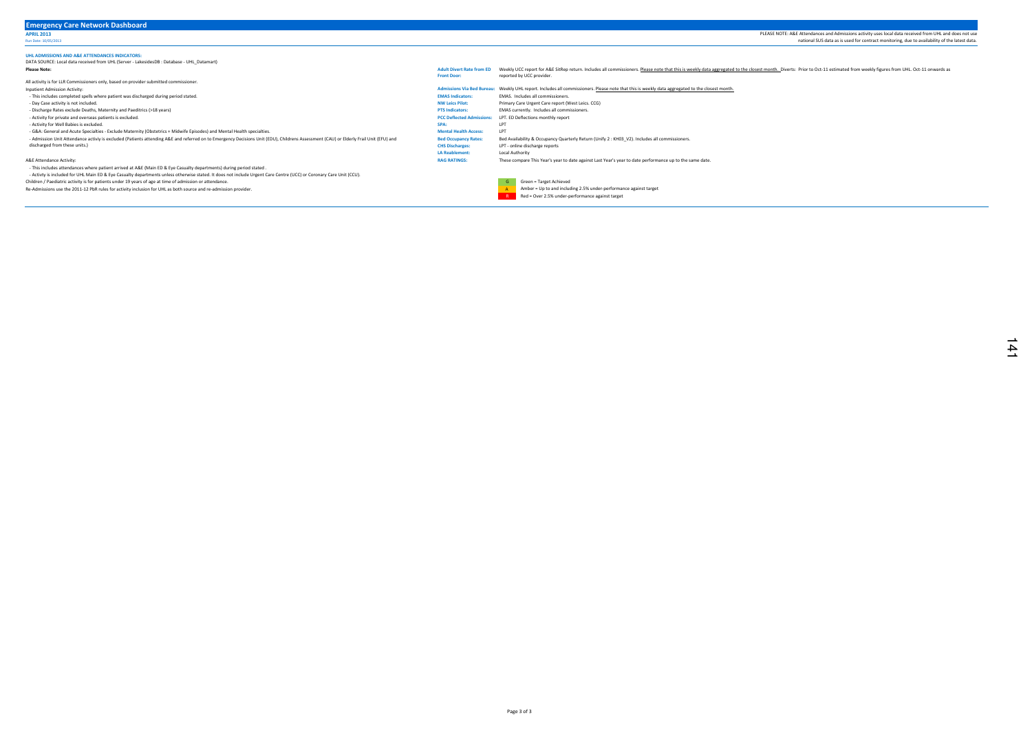# Emergency Care Network Dashboard

**APRIL 2013**

Run Date: 30/05/2013

PLEASE NOTE: A&E Attendances and Admissions activity uses local data received from UHL and does not use national SUS data as is used for contract monitoring, due to availability of the latest data.

**UHL ADMISSIONS AND A&E ATTENDANCES INDICATORS:**

DATA SOURCE: Local data received from UHL (Server - LakesidesDB : Database - UHL_Datamart)

**Please Note:**

All activity is for LLR Commissioners only, based on provider submitted commissioner.

Inpatient Admission Activity:

- This includes completed spells where patient was discharged during period stated.
- Day Case activity is not included.
- Discharge Rates exclude Deaths, Maternity and Paeditrics (>18 years)
- Activity for private and overseas patients is excluded.
- Activity for Well Babies is excluded.
- G&A: General and Acute Specialties - Exclude Maternity (Obstetrics + Midwife Episodes) and Mental Health specialties.
- Admission Unit Attendance activiy is excluded (Patients attending A&E and referred on to Emergency Decisions Unit (EDU), Childrens Assessment (CAU) or Elderly Frail Unit (EFU) and discharged from these units.)

A&E Attendance Activity:

- This includes attendances where patient arrived at A&E (Main ED & Eye Casualty departments) during period stated .
- Activty is included for UHL Main ED & Eye Casualty departments unless otherwise stated. It does not include Urgent Care Centre (UCC) or Coronary Care Unit (CCU).

Children / Paediatric activity is for patients under 19 years of age at time of admission or attendance.

Re-Admissions use the 2011-12 PbR rules for activity inclusion for UHL as both source and re-admission provider.

**Adult Divert Rate from ED Front Door:** Weekly UCC report for A&E SitRep return. Includes all commissioners. Please note that this is weekly data aggregated to the closest month. Diverts: Prior to Oct-11 estimated from weekly figures from UHL. Oct-11 onwards as reported by UCC provider.

**Admissions Via Bed Bureau:** Weekly UHL report. Includes all commissioners. Please note that this is weekly data aggregated to the closest month.

**EMAS Indicators:** EMAS. Includes all commissioners.

**NW Leics Pilot:** Primary Care Urgent Care report (West Leics. CCG)

**PTS Indicators:** EMAS currently. Includes all commissioners.

**PCC Deflected Admissions:** LPT. ED Deflections monthly report

**SPA:** LPT

**Mental Health Access:** LPT

**Bed Occupancy Rates:** Bed Availability & Occupancy Quarterly Return (Unify 2 : KH03_V2). Includes all commissioners.

**CHS Discharges:** LPT - online discharge reports

**LA Reablement:** Local Authority

**RAG RATINGS:** These compare This Year's year to date against Last Year's year to date performance up to the same date.

| | |
|---|---|
| G | Green = Target Achieved |
| A | Amber = Up to and including 2.5% under-performance against target |
| R | Red = Over 2.5% under-performance against target |